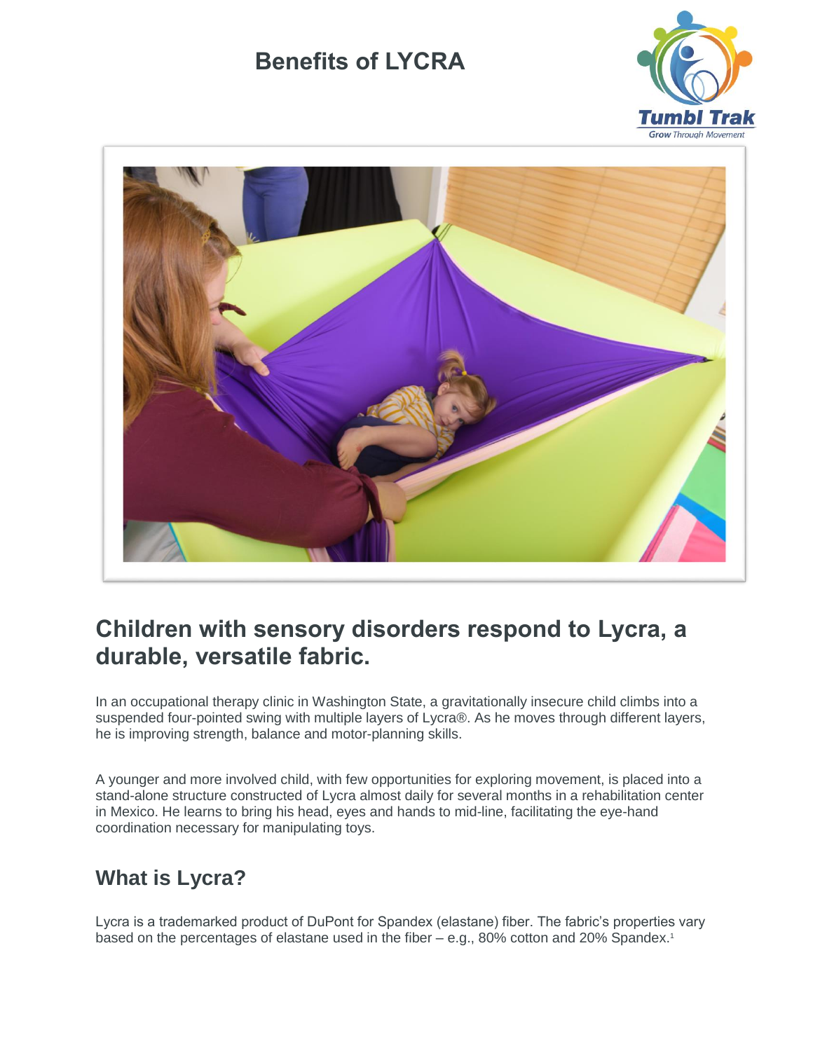# Benefits of LYCRA

## Children with sensory disorders respond to Lycra, a durable, versatile fabric.

In an occupational therapy clinic in Washington State, a gravitationally insecure child climbs into a suspended four-pointed swing with multiple layers of Lycra®. As he moves through different layers, he is improving strength, balance and motor-planning skills.

A younger and more involved child, with few opportunities for exploring movement, is placed into a stand-alone structure constructed of Lycra almost daily for several months in a rehabilitation center in Mexico. He learns to bring his head, eyes and hands to mid-line, facilitating the eye-hand coordination necessary for manipulating toys.

### What is Lycra?

Lycra is a trademarked product of DuPont for Spandex (elastane) fiber. The fabric's properties vary based on the percentages of elastane used in the fiber – e.g., 80% cotton and 20% Spandex.[1]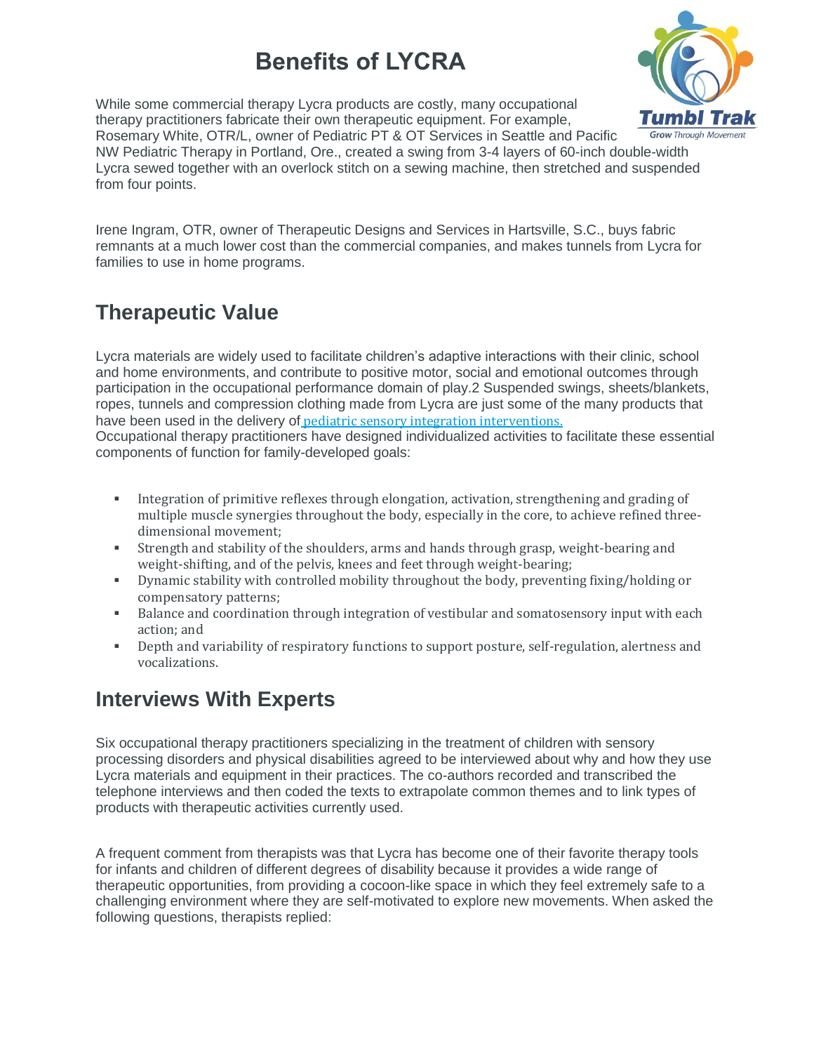# Benefits of LYCRA

While some commercial therapy Lycra products are costly, many occupational therapy practitioners fabricate their own therapeutic equipment. For example, Rosemary White, OTR/L, owner of Pediatric PT & OT Services in Seattle and Pacific NW Pediatric Therapy in Portland, Ore., created a swing from 3-4 layers of 60-inch double-width Lycra sewed together with an overlock stitch on a sewing machine, then stretched and suspended from four points.

Irene Ingram, OTR, owner of Therapeutic Designs and Services in Hartsville, S.C., buys fabric remnants at a much lower cost than the commercial companies, and makes tunnels from Lycra for families to use in home programs.

## Therapeutic Value

Lycra materials are widely used to facilitate children's adaptive interactions with their clinic, school and home environments, and contribute to positive motor, social and emotional outcomes through participation in the occupational performance domain of play.2 Suspended swings, sheets/blankets, ropes, tunnels and compression clothing made from Lycra are just some of the many products that have been used in the delivery of pediatric sensory integration interventions.

Occupational therapy practitioners have designed individualized activities to facilitate these essential components of function for family-developed goals:

- Integration of primitive reflexes through elongation, activation, strengthening and grading of multiple muscle synergies throughout the body, especially in the core, to achieve refined three-dimensional movement;
- Strength and stability of the shoulders, arms and hands through grasp, weight-bearing and weight-shifting, and of the pelvis, knees and feet through weight-bearing;
- Dynamic stability with controlled mobility throughout the body, preventing fixing/holding or compensatory patterns;
- Balance and coordination through integration of vestibular and somatosensory input with each action; and
- Depth and variability of respiratory functions to support posture, self-regulation, alertness and vocalizations.

## Interviews With Experts

Six occupational therapy practitioners specializing in the treatment of children with sensory processing disorders and physical disabilities agreed to be interviewed about why and how they use Lycra materials and equipment in their practices. The co-authors recorded and transcribed the telephone interviews and then coded the texts to extrapolate common themes and to link types of products with therapeutic activities currently used.

A frequent comment from therapists was that Lycra has become one of their favorite therapy tools for infants and children of different degrees of disability because it provides a wide range of therapeutic opportunities, from providing a cocoon-like space in which they feel extremely safe to a challenging environment where they are self-motivated to explore new movements. When asked the following questions, therapists replied: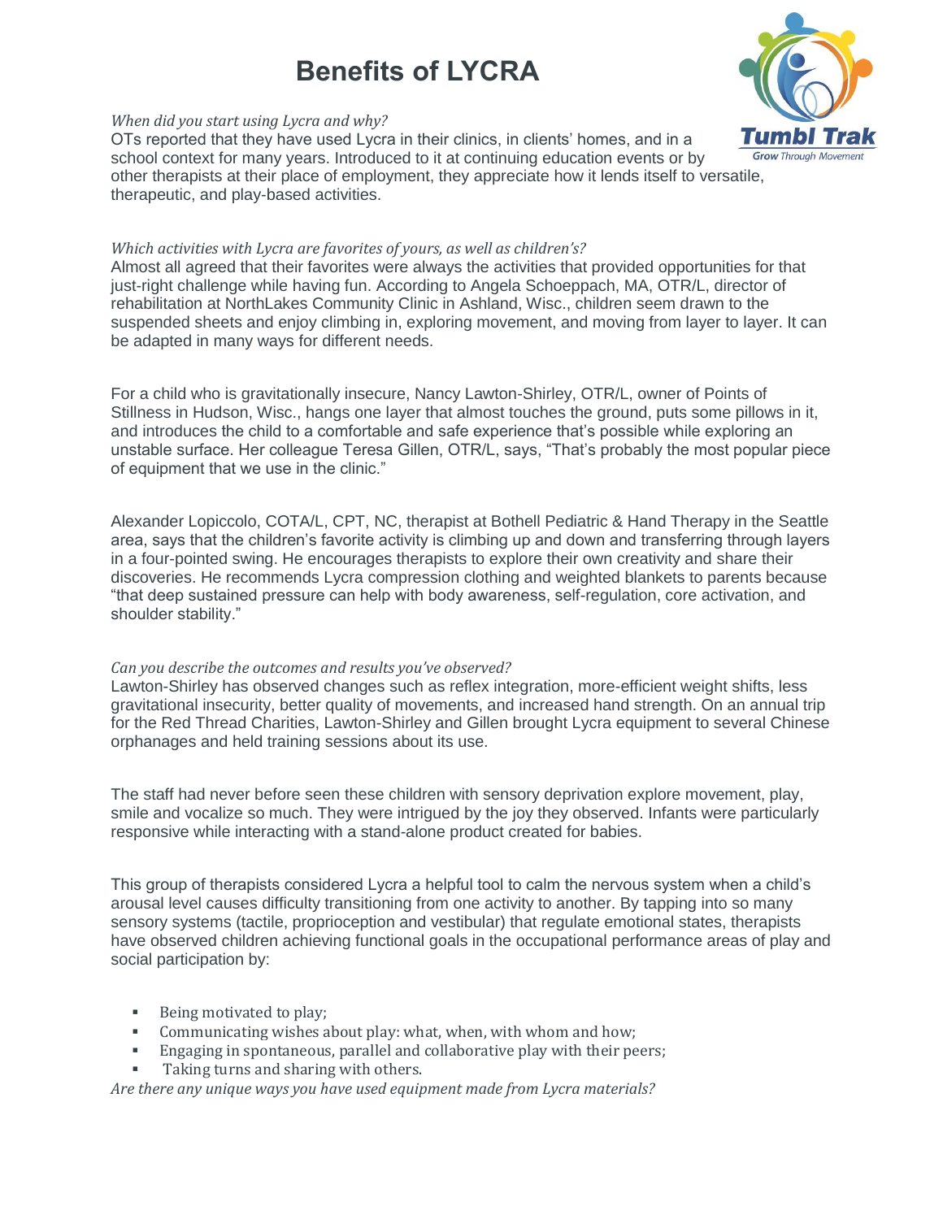# Benefits of LYCRA

*When did you start using Lycra and why?*

OTs reported that they have used Lycra in their clinics, in clients' homes, and in a school context for many years. Introduced to it at continuing education events or by other therapists at their place of employment, they appreciate how it lends itself to versatile, therapeutic, and play-based activities.

*Which activities with Lycra are favorites of yours, as well as children's?*

Almost all agreed that their favorites were always the activities that provided opportunities for that just-right challenge while having fun. According to Angela Schoeppach, MA, OTR/L, director of rehabilitation at NorthLakes Community Clinic in Ashland, Wisc., children seem drawn to the suspended sheets and enjoy climbing in, exploring movement, and moving from layer to layer. It can be adapted in many ways for different needs.

For a child who is gravitationally insecure, Nancy Lawton-Shirley, OTR/L, owner of Points of Stillness in Hudson, Wisc., hangs one layer that almost touches the ground, puts some pillows in it, and introduces the child to a comfortable and safe experience that's possible while exploring an unstable surface. Her colleague Teresa Gillen, OTR/L, says, "That's probably the most popular piece of equipment that we use in the clinic."

Alexander Lopiccolo, COTA/L, CPT, NC, therapist at Bothell Pediatric & Hand Therapy in the Seattle area, says that the children's favorite activity is climbing up and down and transferring through layers in a four-pointed swing. He encourages therapists to explore their own creativity and share their discoveries. He recommends Lycra compression clothing and weighted blankets to parents because "that deep sustained pressure can help with body awareness, self-regulation, core activation, and shoulder stability."

*Can you describe the outcomes and results you've observed?*

Lawton-Shirley has observed changes such as reflex integration, more-efficient weight shifts, less gravitational insecurity, better quality of movements, and increased hand strength. On an annual trip for the Red Thread Charities, Lawton-Shirley and Gillen brought Lycra equipment to several Chinese orphanages and held training sessions about its use.

The staff had never before seen these children with sensory deprivation explore movement, play, smile and vocalize so much. They were intrigued by the joy they observed. Infants were particularly responsive while interacting with a stand-alone product created for babies.

This group of therapists considered Lycra a helpful tool to calm the nervous system when a child's arousal level causes difficulty transitioning from one activity to another. By tapping into so many sensory systems (tactile, proprioception and vestibular) that regulate emotional states, therapists have observed children achieving functional goals in the occupational performance areas of play and social participation by:

- Being motivated to play;
- Communicating wishes about play: what, when, with whom and how;
- Engaging in spontaneous, parallel and collaborative play with their peers;
- Taking turns and sharing with others.

*Are there any unique ways you have used equipment made from Lycra materials?*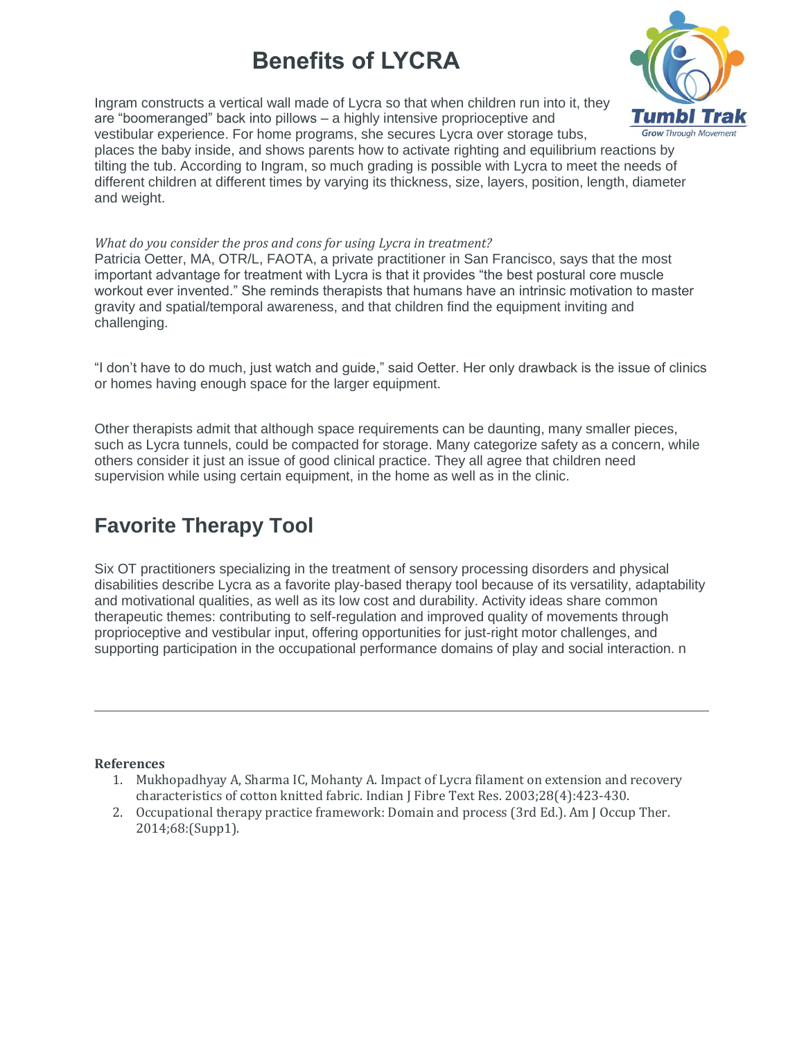# Benefits of LYCRA

Ingram constructs a vertical wall made of Lycra so that when children run into it, they are "boomeranged" back into pillows – a highly intensive proprioceptive and vestibular experience. For home programs, she secures Lycra over storage tubs, places the baby inside, and shows parents how to activate righting and equilibrium reactions by tilting the tub. According to Ingram, so much grading is possible with Lycra to meet the needs of different children at different times by varying its thickness, size, layers, position, length, diameter and weight.

*What do you consider the pros and cons for using Lycra in treatment?*

Patricia Oetter, MA, OTR/L, FAOTA, a private practitioner in San Francisco, says that the most important advantage for treatment with Lycra is that it provides "the best postural core muscle workout ever invented." She reminds therapists that humans have an intrinsic motivation to master gravity and spatial/temporal awareness, and that children find the equipment inviting and challenging.

"I don't have to do much, just watch and guide," said Oetter. Her only drawback is the issue of clinics or homes having enough space for the larger equipment.

Other therapists admit that although space requirements can be daunting, many smaller pieces, such as Lycra tunnels, could be compacted for storage. Many categorize safety as a concern, while others consider it just an issue of good clinical practice. They all agree that children need supervision while using certain equipment, in the home as well as in the clinic.

## Favorite Therapy Tool

Six OT practitioners specializing in the treatment of sensory processing disorders and physical disabilities describe Lycra as a favorite play-based therapy tool because of its versatility, adaptability and motivational qualities, as well as its low cost and durability. Activity ideas share common therapeutic themes: contributing to self-regulation and improved quality of movements through proprioceptive and vestibular input, offering opportunities for just-right motor challenges, and supporting participation in the occupational performance domains of play and social interaction. n

---

**References**

1. Mukhopadhyay A, Sharma IC, Mohanty A. Impact of Lycra filament on extension and recovery characteristics of cotton knitted fabric. Indian J Fibre Text Res. 2003;28(4):423-430.
2. Occupational therapy practice framework: Domain and process (3rd Ed.). Am J Occup Ther. 2014;68:(Supp1).